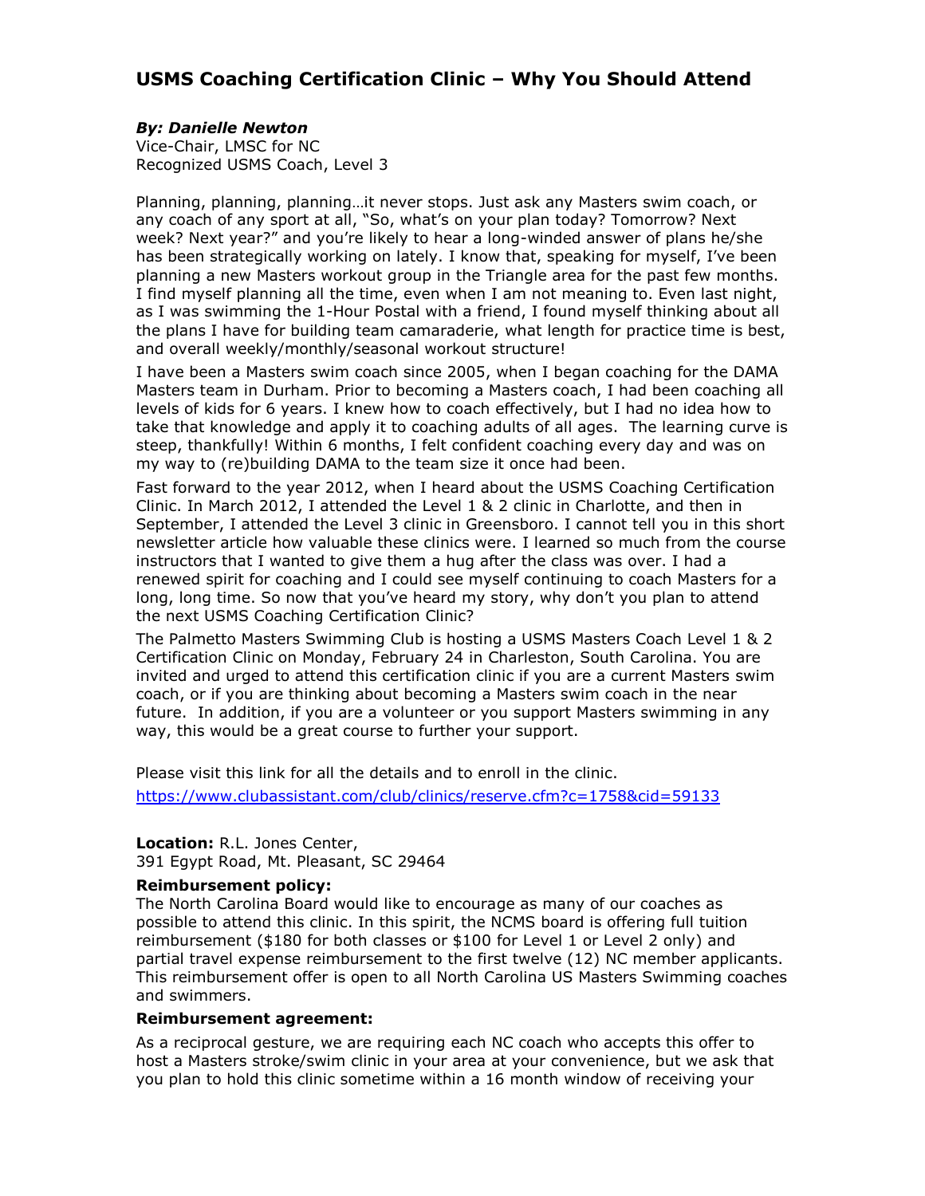# USMS Coaching Certification Clinic – Why You Should Attend

***By: Danielle Newton***
Vice-Chair, LMSC for NC
Recognized USMS Coach, Level 3

Planning, planning, planning…it never stops. Just ask any Masters swim coach, or any coach of any sport at all, "So, what's on your plan today? Tomorrow? Next week? Next year?" and you're likely to hear a long-winded answer of plans he/she has been strategically working on lately. I know that, speaking for myself, I've been planning a new Masters workout group in the Triangle area for the past few months. I find myself planning all the time, even when I am not meaning to. Even last night, as I was swimming the 1-Hour Postal with a friend, I found myself thinking about all the plans I have for building team camaraderie, what length for practice time is best, and overall weekly/monthly/seasonal workout structure!

I have been a Masters swim coach since 2005, when I began coaching for the DAMA Masters team in Durham. Prior to becoming a Masters coach, I had been coaching all levels of kids for 6 years. I knew how to coach effectively, but I had no idea how to take that knowledge and apply it to coaching adults of all ages. The learning curve is steep, thankfully! Within 6 months, I felt confident coaching every day and was on my way to (re)building DAMA to the team size it once had been.

Fast forward to the year 2012, when I heard about the USMS Coaching Certification Clinic. In March 2012, I attended the Level 1 & 2 clinic in Charlotte, and then in September, I attended the Level 3 clinic in Greensboro. I cannot tell you in this short newsletter article how valuable these clinics were. I learned so much from the course instructors that I wanted to give them a hug after the class was over. I had a renewed spirit for coaching and I could see myself continuing to coach Masters for a long, long time. So now that you've heard my story, why don't you plan to attend the next USMS Coaching Certification Clinic?

The Palmetto Masters Swimming Club is hosting a USMS Masters Coach Level 1 & 2 Certification Clinic on Monday, February 24 in Charleston, South Carolina. You are invited and urged to attend this certification clinic if you are a current Masters swim coach, or if you are thinking about becoming a Masters swim coach in the near future. In addition, if you are a volunteer or you support Masters swimming in any way, this would be a great course to further your support.

Please visit this link for all the details and to enroll in the clinic.
https://www.clubassistant.com/club/clinics/reserve.cfm?c=1758&cid=59133

**Location:** R.L. Jones Center,
391 Egypt Road, Mt. Pleasant, SC 29464

**Reimbursement policy:**
The North Carolina Board would like to encourage as many of our coaches as possible to attend this clinic. In this spirit, the NCMS board is offering full tuition reimbursement ($180 for both classes or $100 for Level 1 or Level 2 only) and partial travel expense reimbursement to the first twelve (12) NC member applicants. This reimbursement offer is open to all North Carolina US Masters Swimming coaches and swimmers.

**Reimbursement agreement:**

As a reciprocal gesture, we are requiring each NC coach who accepts this offer to host a Masters stroke/swim clinic in your area at your convenience, but we ask that you plan to hold this clinic sometime within a 16 month window of receiving your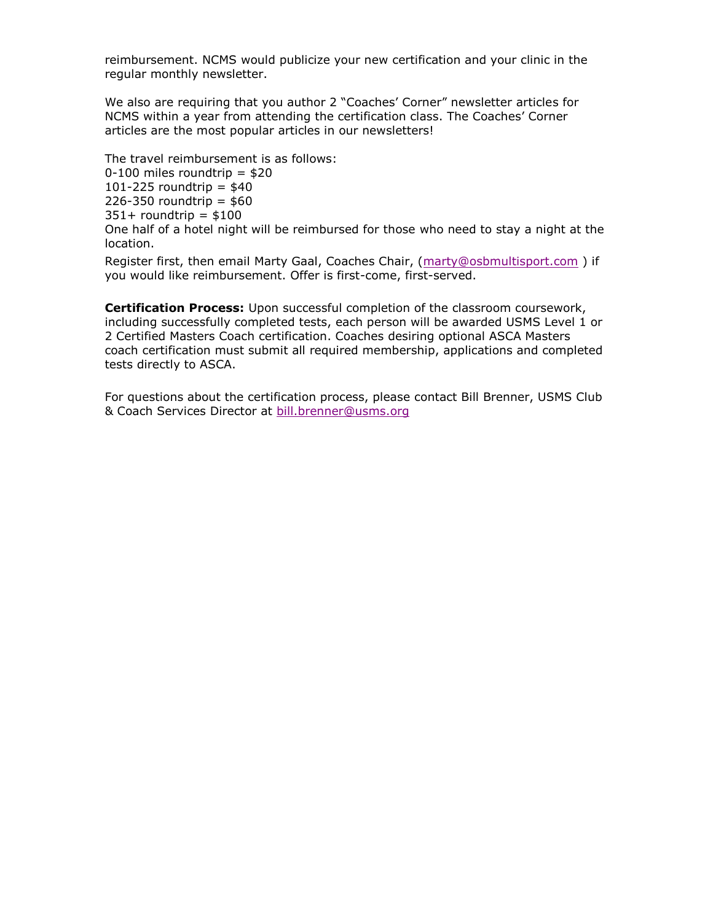reimbursement. NCMS would publicize your new certification and your clinic in the regular monthly newsletter.

We also are requiring that you author 2 "Coaches' Corner" newsletter articles for NCMS within a year from attending the certification class. The Coaches' Corner articles are the most popular articles in our newsletters!

The travel reimbursement is as follows:
0-100 miles roundtrip = $20
101-225 roundtrip = $40
226-350 roundtrip = $60
351+ roundtrip = $100
One half of a hotel night will be reimbursed for those who need to stay a night at the location.

Register first, then email Marty Gaal, Coaches Chair, (marty@osbmultisport.com ) if you would like reimbursement. Offer is first-come, first-served.

**Certification Process:** Upon successful completion of the classroom coursework, including successfully completed tests, each person will be awarded USMS Level 1 or 2 Certified Masters Coach certification. Coaches desiring optional ASCA Masters coach certification must submit all required membership, applications and completed tests directly to ASCA.

For questions about the certification process, please contact Bill Brenner, USMS Club & Coach Services Director at bill.brenner@usms.org